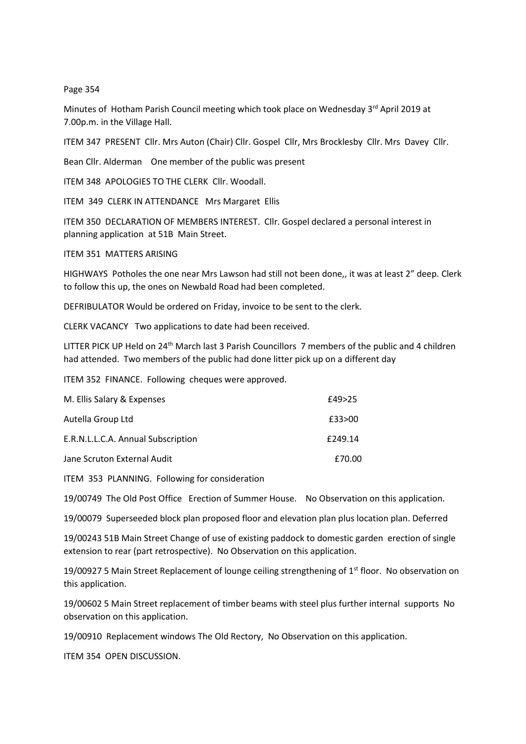Page 354

Minutes of Hotham Parish Council meeting which took place on Wednesday 3rd April 2019 at 7.00p.m. in the Village Hall.

ITEM 347 PRESENT Cllr. Mrs Auton (Chair) Cllr. Gospel Cllr, Mrs Brocklesby Cllr. Mrs Davey Cllr.

Bean Cllr. Alderman One member of the public was present

ITEM 348 APOLOGIES TO THE CLERK Cllr. Woodall.

ITEM 349 CLERK IN ATTENDANCE Mrs Margaret Ellis

ITEM 350 DECLARATION OF MEMBERS INTEREST. Cllr. Gospel declared a personal interest in planning application at 51B Main Street.

ITEM 351 MATTERS ARISING

HIGHWAYS Potholes the one near Mrs Lawson had still not been done,, it was at least 2" deep. Clerk to follow this up, the ones on Newbald Road had been completed.

DEFRIBULATOR Would be ordered on Friday, invoice to be sent to the clerk.

CLERK VACANCY Two applications to date had been received.

LITTER PICK UP Held on 24th March last 3 Parish Councillors 7 members of the public and 4 children had attended. Two members of the public had done litter pick up on a different day

ITEM 352 FINANCE. Following cheques were approved.

| | |
|---|---|
| M. Ellis Salary & Expenses | £49>25 |
| Autella Group Ltd | £33>00 |
| E.R.N.L.L.C.A. Annual Subscription | £249.14 |
| Jane Scruton External Audit | £70.00 |

ITEM 353 PLANNING. Following for consideration

19/00749 The Old Post Office Erection of Summer House. No Observation on this application.

19/00079 Superseeded block plan proposed floor and elevation plan plus location plan. Deferred

19/00243 51B Main Street Change of use of existing paddock to domestic garden erection of single extension to rear (part retrospective). No Observation on this application.

19/00927 5 Main Street Replacement of lounge ceiling strengthening of 1st floor. No observation on this application.

19/00602 5 Main Street replacement of timber beams with steel plus further internal supports No observation on this application.

19/00910 Replacement windows The Old Rectory, No Observation on this application.

ITEM 354 OPEN DISCUSSION.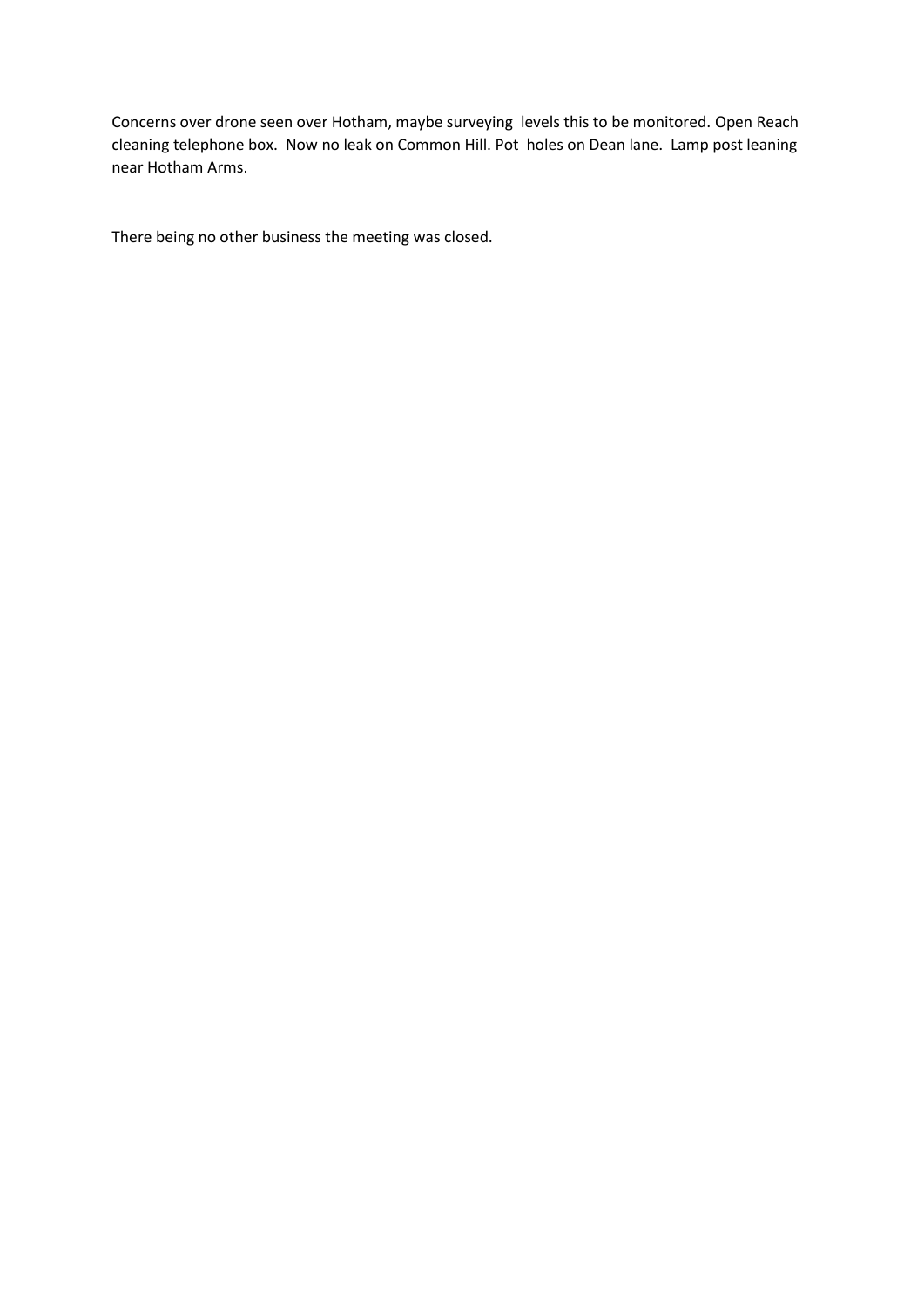Concerns over drone seen over Hotham, maybe surveying levels this to be monitored. Open Reach cleaning telephone box. Now no leak on Common Hill. Pot holes on Dean lane. Lamp post leaning near Hotham Arms.

There being no other business the meeting was closed.